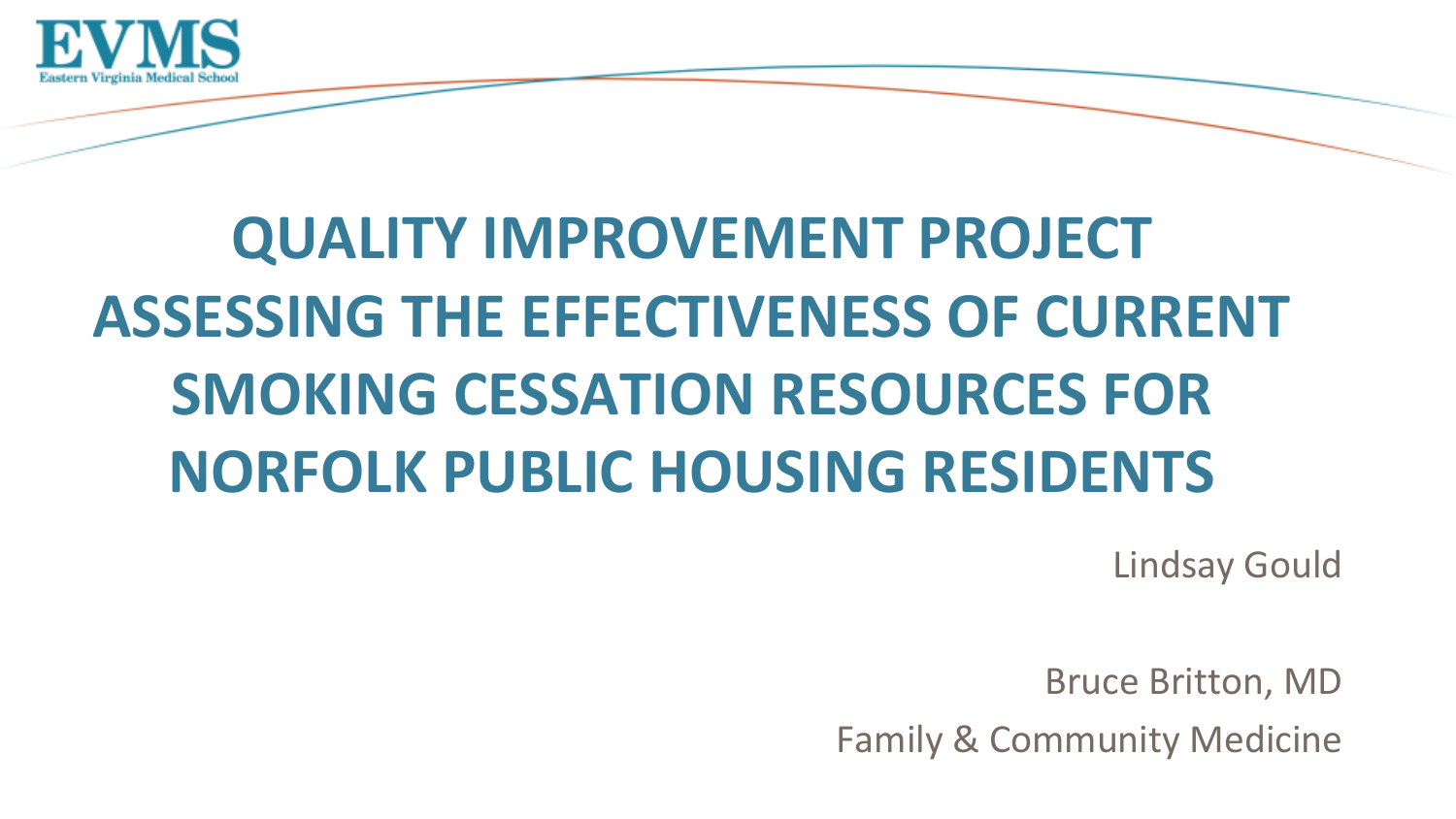EVMS
Eastern Virginia Medical School

# QUALITY IMPROVEMENT PROJECT ASSESSING THE EFFECTIVENESS OF CURRENT SMOKING CESSATION RESOURCES FOR NORFOLK PUBLIC HOUSING RESIDENTS

Lindsay Gould

Bruce Britton, MD

Family & Community Medicine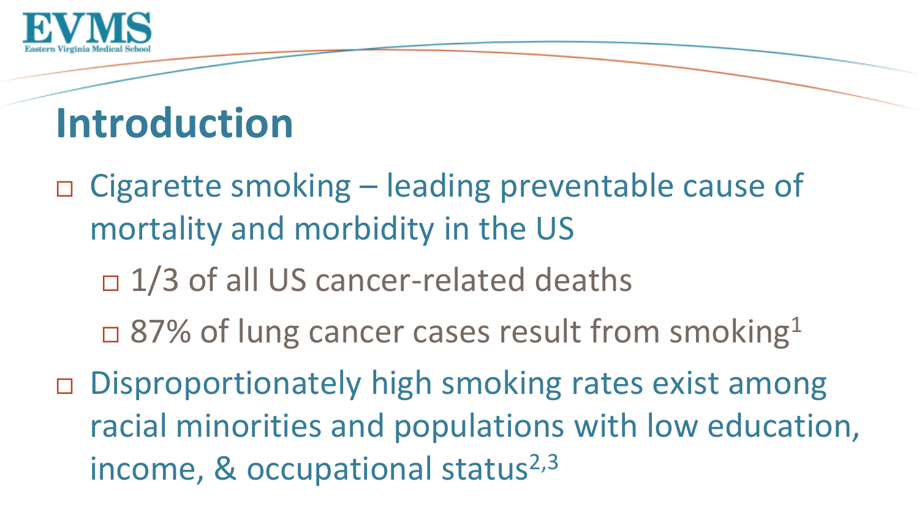## Introduction

- Cigarette smoking – leading preventable cause of mortality and morbidity in the US
  - 1/3 of all US cancer-related deaths
  - 87% of lung cancer cases result from smoking[1]
- Disproportionately high smoking rates exist among racial minorities and populations with low education, income, & occupational status[2,3]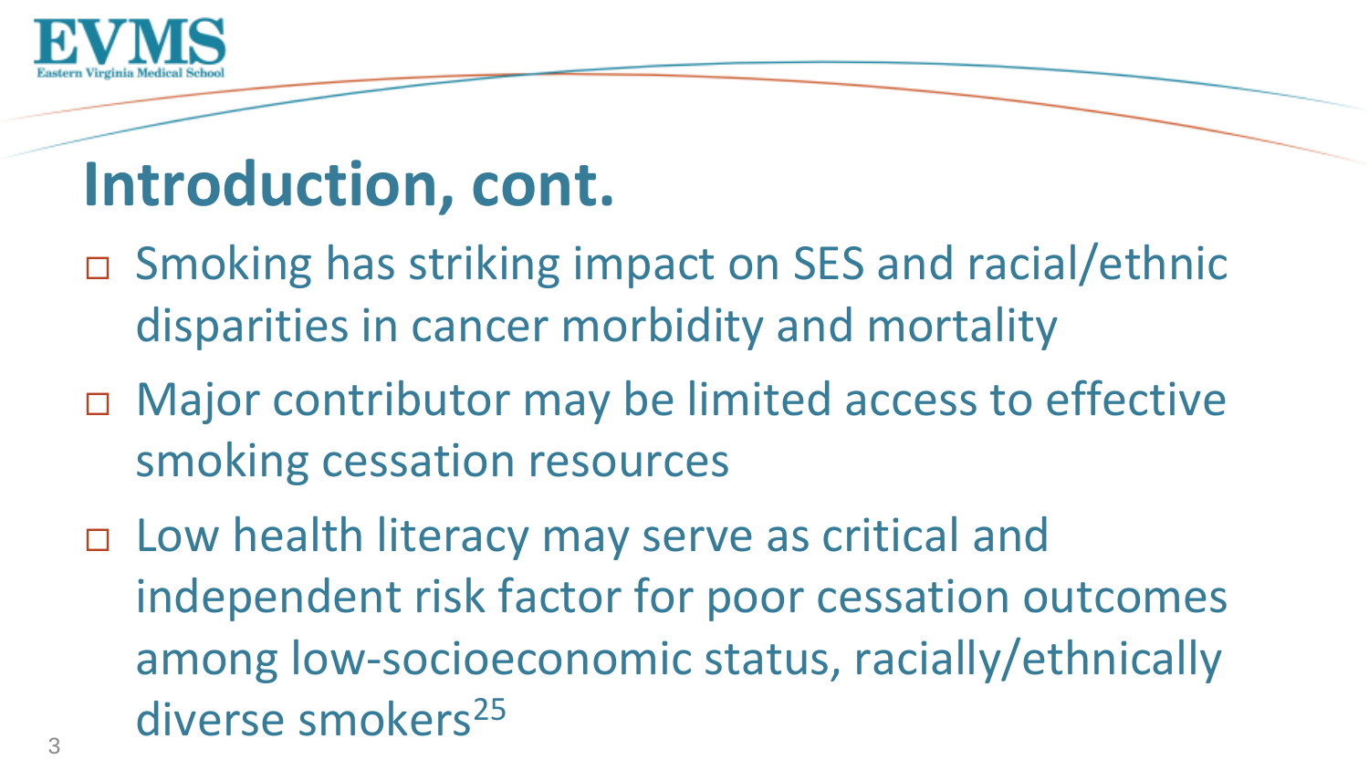# Introduction, cont.

- Smoking has striking impact on SES and racial/ethnic disparities in cancer morbidity and mortality
- Major contributor may be limited access to effective smoking cessation resources
- Low health literacy may serve as critical and independent risk factor for poor cessation outcomes among low-socioeconomic status, racially/ethnically diverse smokers[25]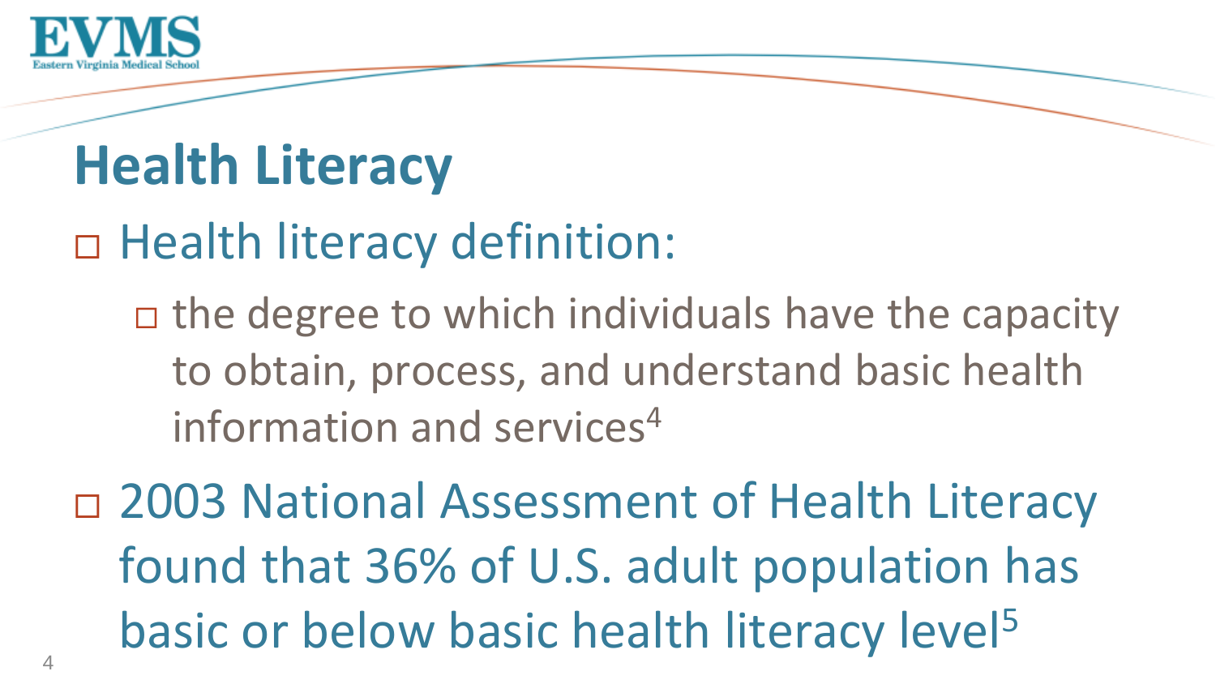# Health Literacy

- Health literacy definition:
  - the degree to which individuals have the capacity to obtain, process, and understand basic health information and services[4]
- 2003 National Assessment of Health Literacy found that 36% of U.S. adult population has basic or below basic health literacy level[5]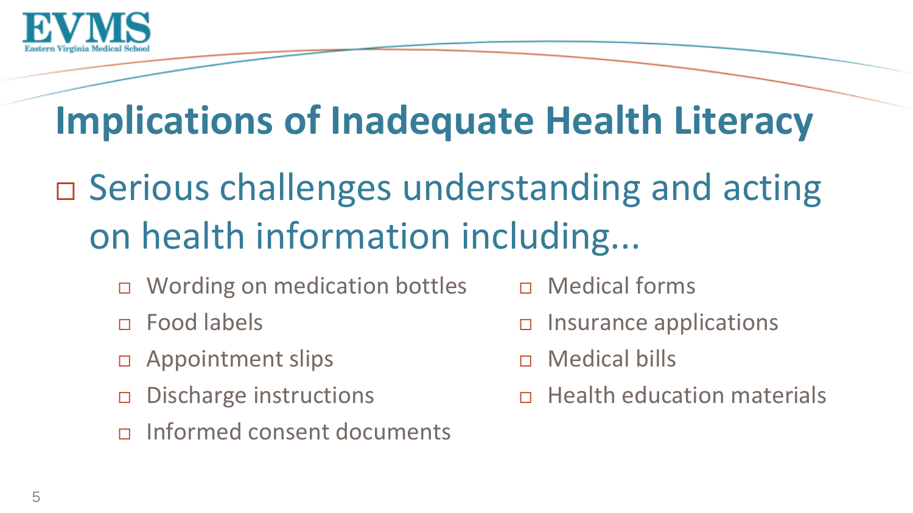# Implications of Inadequate Health Literacy

- Serious challenges understanding and acting on health information including...
  - Wording on medication bottles
  - Food labels
  - Appointment slips
  - Discharge instructions
  - Informed consent documents
  - Medical forms
  - Insurance applications
  - Medical bills
  - Health education materials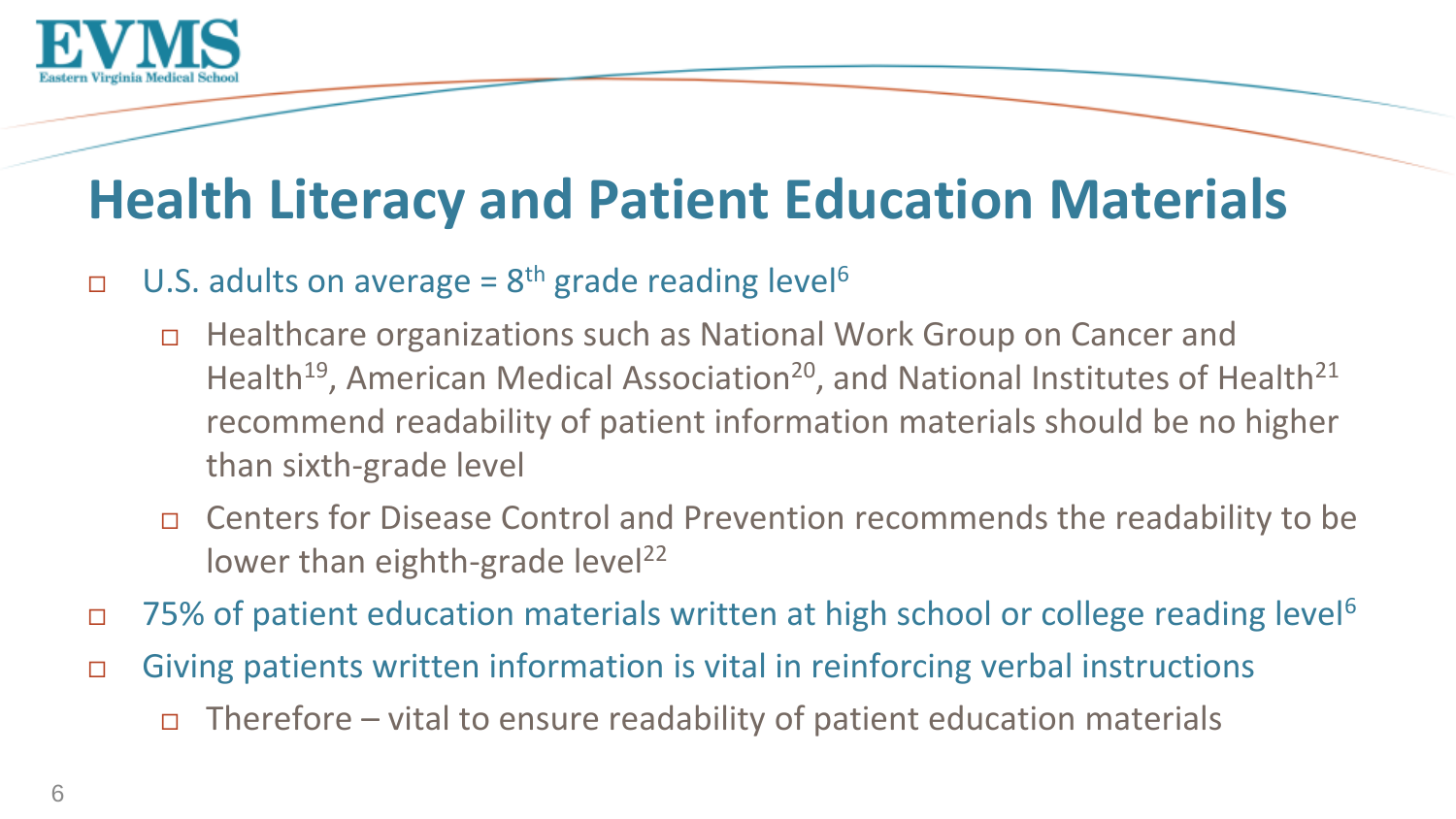# Health Literacy and Patient Education Materials

- U.S. adults on average = 8$^{th}$ grade reading level[6]
  - Healthcare organizations such as National Work Group on Cancer and Health[19], American Medical Association[20], and National Institutes of Health[21] recommend readability of patient information materials should be no higher than sixth-grade level
  - Centers for Disease Control and Prevention recommends the readability to be lower than eighth-grade level[22]
- 75% of patient education materials written at high school or college reading level[6]
- Giving patients written information is vital in reinforcing verbal instructions
  - Therefore – vital to ensure readability of patient education materials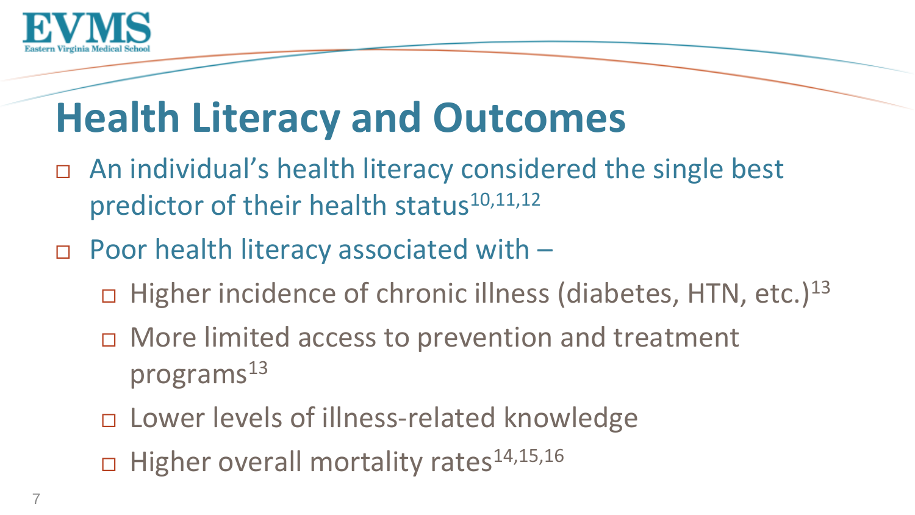# Health Literacy and Outcomes

- An individual's health literacy considered the single best predictor of their health status[10,11,12]
- Poor health literacy associated with –
  - Higher incidence of chronic illness (diabetes, HTN, etc.)[13]
  - More limited access to prevention and treatment programs[13]
  - Lower levels of illness-related knowledge
  - Higher overall mortality rates[14,15,16]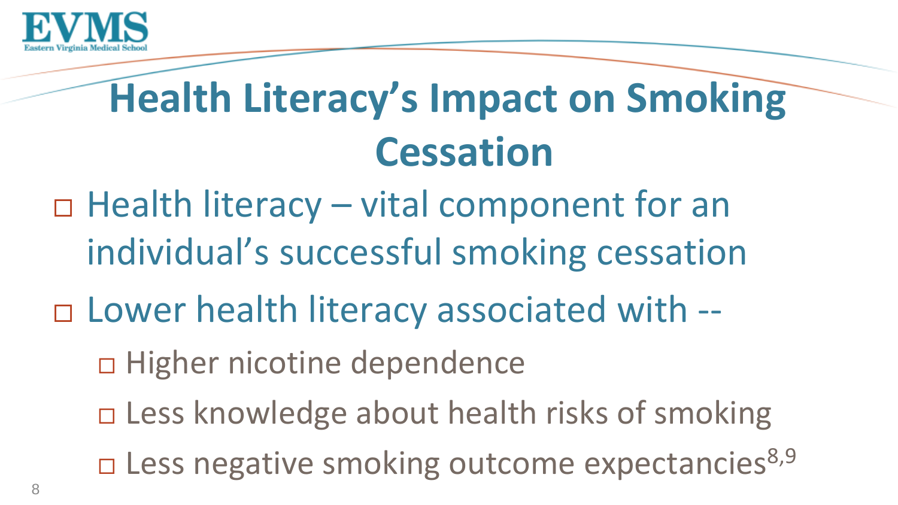# Health Literacy's Impact on Smoking Cessation

- Health literacy – vital component for an individual's successful smoking cessation
- Lower health literacy associated with --
  - Higher nicotine dependence
  - Less knowledge about health risks of smoking
  - Less negative smoking outcome expectancies[8,9]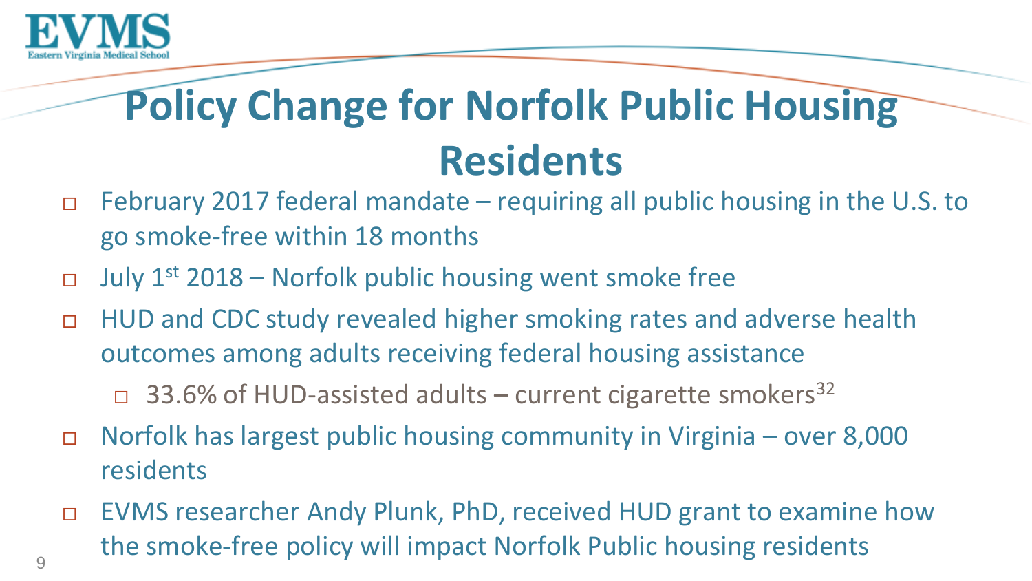# Policy Change for Norfolk Public Housing Residents

- February 2017 federal mandate – requiring all public housing in the U.S. to go smoke-free within 18 months
- July 1st 2018 – Norfolk public housing went smoke free
- HUD and CDC study revealed higher smoking rates and adverse health outcomes among adults receiving federal housing assistance
  - 33.6% of HUD-assisted adults – current cigarette smokers[32]
- Norfolk has largest public housing community in Virginia – over 8,000 residents
- EVMS researcher Andy Plunk, PhD, received HUD grant to examine how the smoke-free policy will impact Norfolk Public housing residents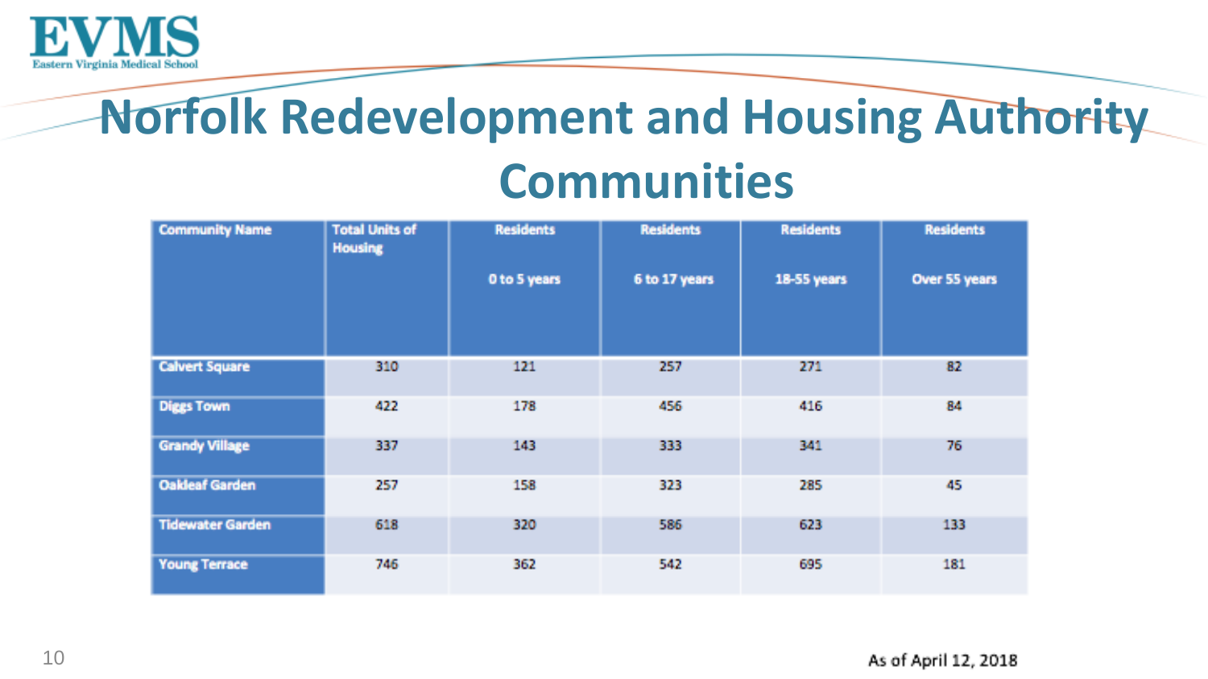# Norfolk Redevelopment and Housing Authority Communities

| Community Name | Total Units of Housing | Residents 0 to 5 years | Residents 6 to 17 years | Residents 18-55 years | Residents Over 55 years |
|---|---|---|---|---|---|
| Calvert Square | 310 | 121 | 257 | 271 | 82 |
| Diggs Town | 422 | 178 | 456 | 416 | 84 |
| Grandy Village | 337 | 143 | 333 | 341 | 76 |
| Oakleaf Garden | 257 | 158 | 323 | 285 | 45 |
| Tidewater Garden | 618 | 320 | 586 | 623 | 133 |
| Young Terrace | 746 | 362 | 542 | 695 | 181 |

As of April 12, 2018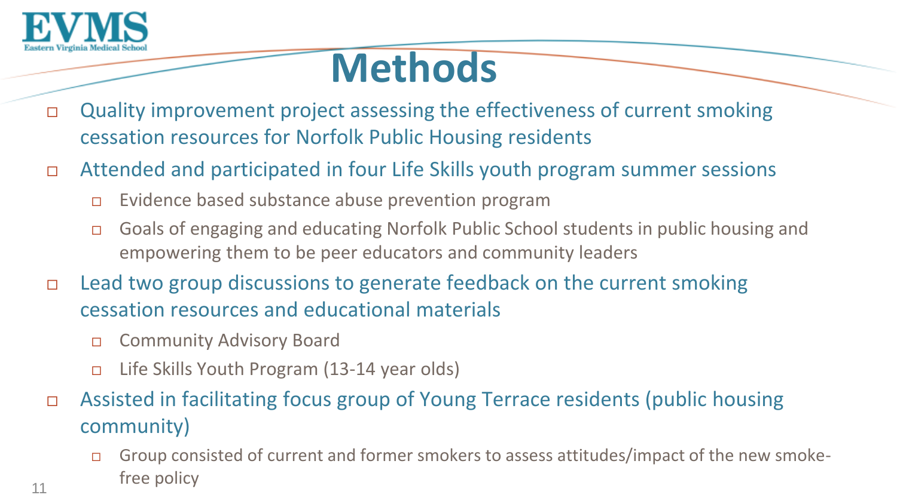# Methods

- Quality improvement project assessing the effectiveness of current smoking cessation resources for Norfolk Public Housing residents
- Attended and participated in four Life Skills youth program summer sessions
  - Evidence based substance abuse prevention program
  - Goals of engaging and educating Norfolk Public School students in public housing and empowering them to be peer educators and community leaders
- Lead two group discussions to generate feedback on the current smoking cessation resources and educational materials
  - Community Advisory Board
  - Life Skills Youth Program (13-14 year olds)
- Assisted in facilitating focus group of Young Terrace residents (public housing community)
  - Group consisted of current and former smokers to assess attitudes/impact of the new smoke-free policy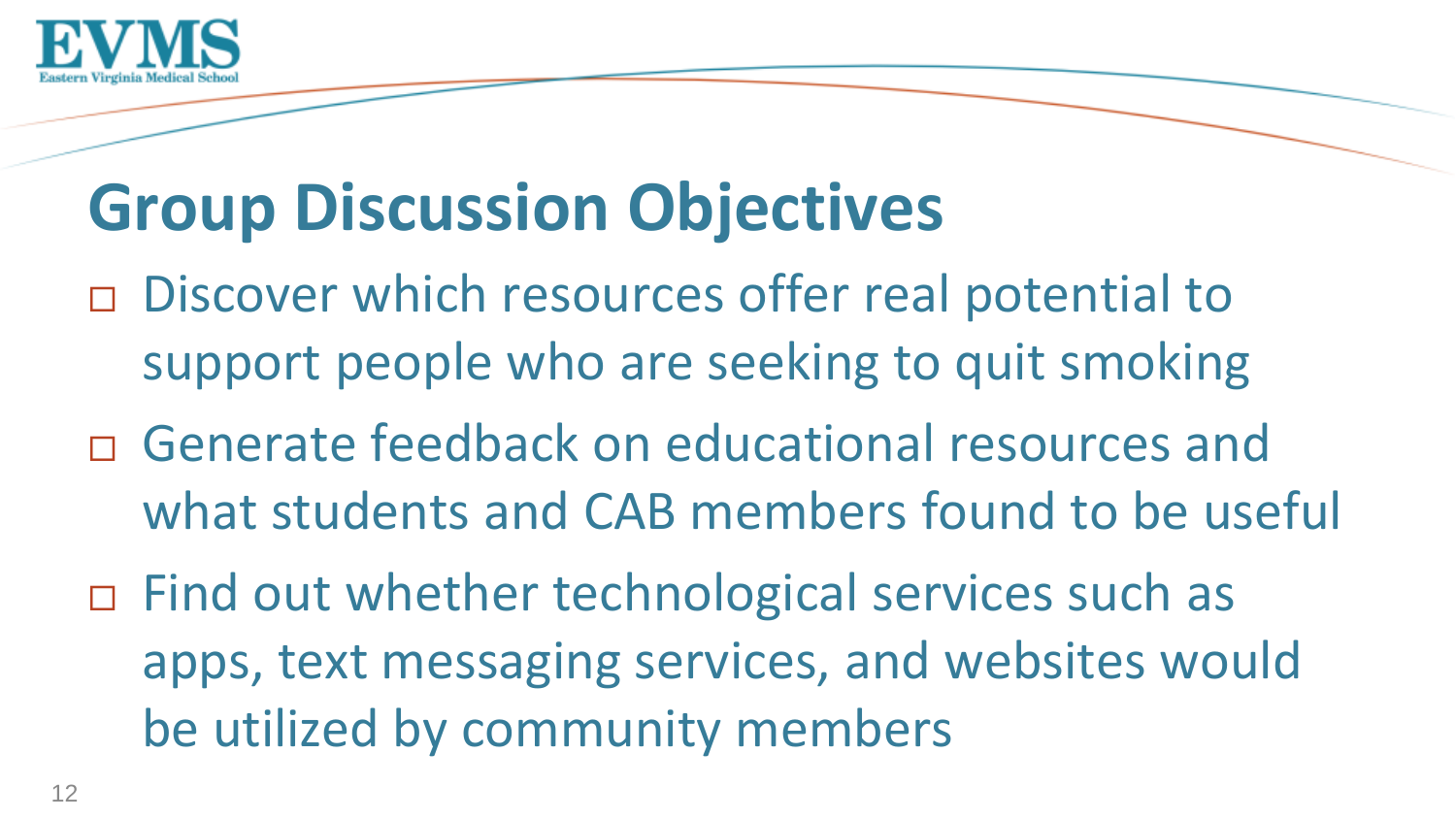# Group Discussion Objectives

- Discover which resources offer real potential to support people who are seeking to quit smoking
- Generate feedback on educational resources and what students and CAB members found to be useful
- Find out whether technological services such as apps, text messaging services, and websites would be utilized by community members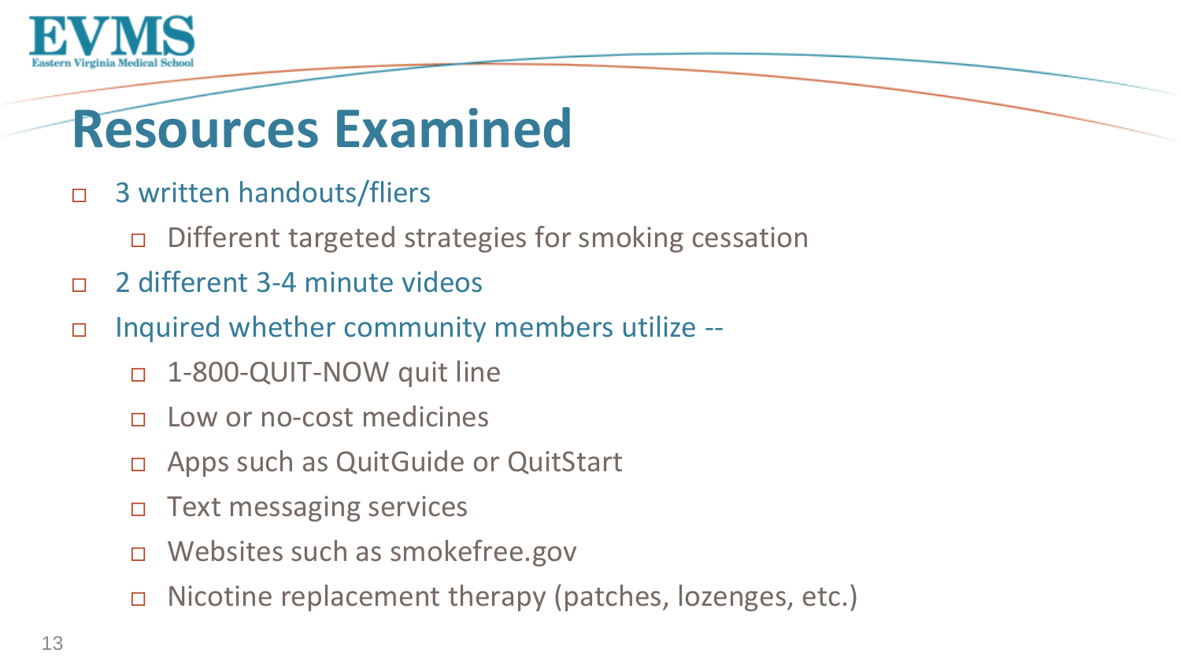# Resources Examined

- 3 written handouts/fliers
  - Different targeted strategies for smoking cessation
- 2 different 3-4 minute videos
- Inquired whether community members utilize --
  - 1-800-QUIT-NOW quit line
  - Low or no-cost medicines
  - Apps such as QuitGuide or QuitStart
  - Text messaging services
  - Websites such as smokefree.gov
  - Nicotine replacement therapy (patches, lozenges, etc.)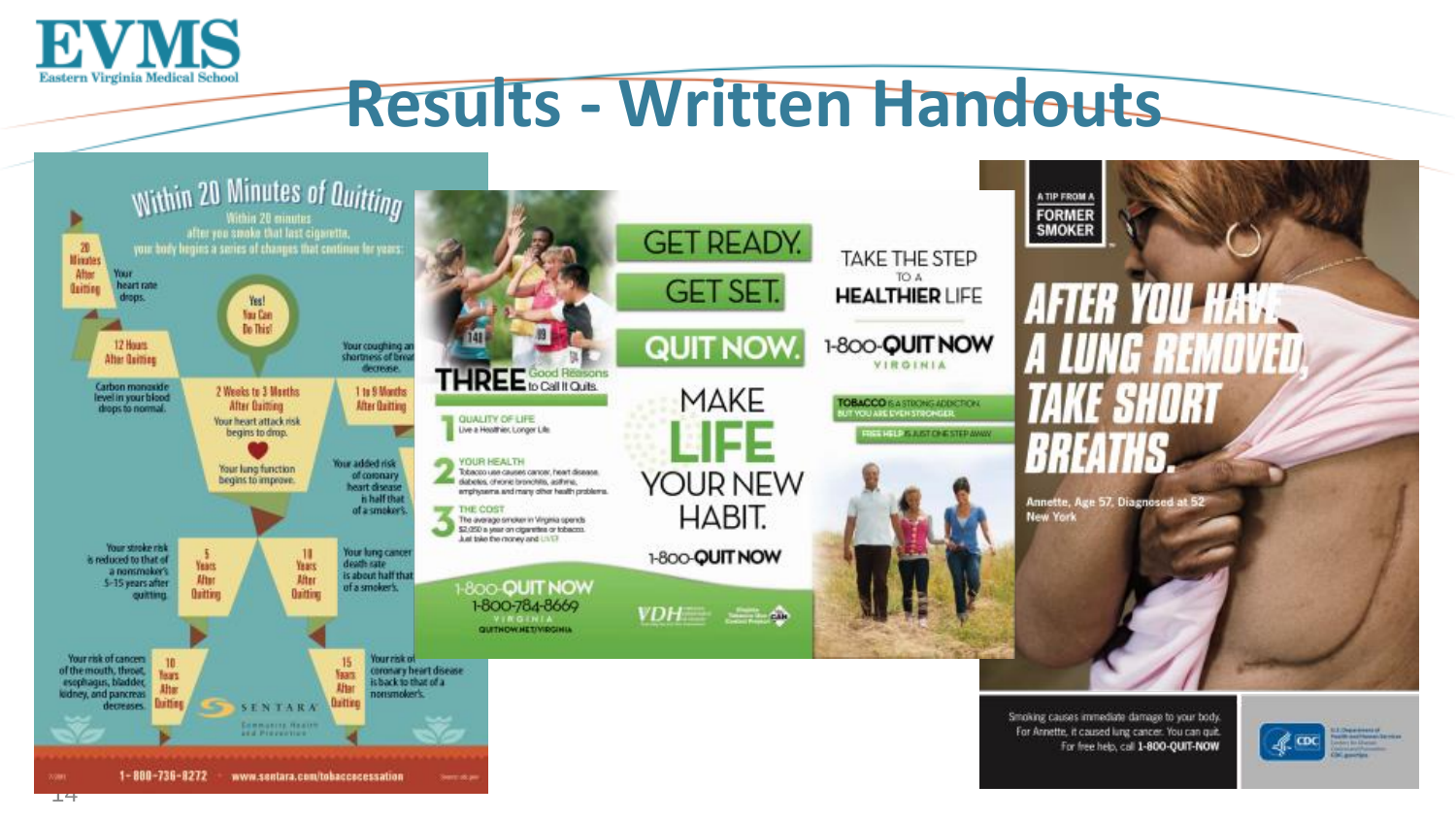# Results - Written Handouts

## Within 20 Minutes of Quitting

Within 20 minutes after you smoke that last cigarette, your body begins a series of changes that continue for years:

- **20 Minutes After Quitting** — Your heart rate drops.
- **12 Hours After Quitting** — Carbon monoxide level in your blood drops to normal.
- **2 Weeks to 3 Months After Quitting** — Your heart attack risk begins to drop. Your lung function begins to improve.
- **1 to 9 Months After Quitting** — Your coughing and shortness of breath decrease.
- **1 Year After Quitting** — Your added risk of coronary heart disease is half that of a smoker's.
- **5 Years After Quitting** — Your stroke risk is reduced to that of a nonsmoker's 5-15 years after quitting.
- **10 Years After Quitting** — Your lung cancer death rate is about half that of a smoker's. Your risk of cancers of the mouth, throat, esophagus, bladder, kidney, and pancreas decreases.
- **15 Years After Quitting** — Your risk of coronary heart disease is back to that of a nonsmoker's.

Yes! You Can Do This!

SENTARA Community Health and Prevention

1-800-736-8272 · www.sentara.com/tobaccocessation

## THREE Good Reasons to Call It Quits

1. **QUALITY OF LIFE** — Live a Healthier, Longer Life
2. **YOUR HEALTH** — Tobacco use causes cancer, heart disease, diabetes, chronic bronchitis, asthma, emphysema and many other health problems.
3. **THE COST** — The average smoker in Virginia spends $2,050 a year on cigarettes or tobacco. Just take the money and LIVE!

1-800-QUIT NOW
1-800-784-8669
VIRGINIA
QUITNOW.NET/VIRGINIA

GET READY. GET SET. QUIT NOW.

MAKE LIFE YOUR NEW HABIT.

1-800-QUIT NOW

TAKE THE STEP TO A HEALTHIER LIFE

1-800-QUIT NOW VIRGINIA

TOBACCO IS A STRONG ADDICTION BUT YOU ARE EVEN STRONGER.
FREE HELP IS JUST ONE STEP AWAY.

VDH · Virginia Tobacco Use Control Project

## A TIP FROM A FORMER SMOKER

**AFTER YOU HAVE A LUNG REMOVED, TAKE SHORT BREATHS.**

Annette, Age 57, Diagnosed at 52
New York

Smoking causes immediate damage to your body. For Annette, it caused lung cancer. You can quit. For free help, call 1-800-QUIT-NOW

CDC · U.S. Department of Health and Human Services · Centers for Disease Control and Prevention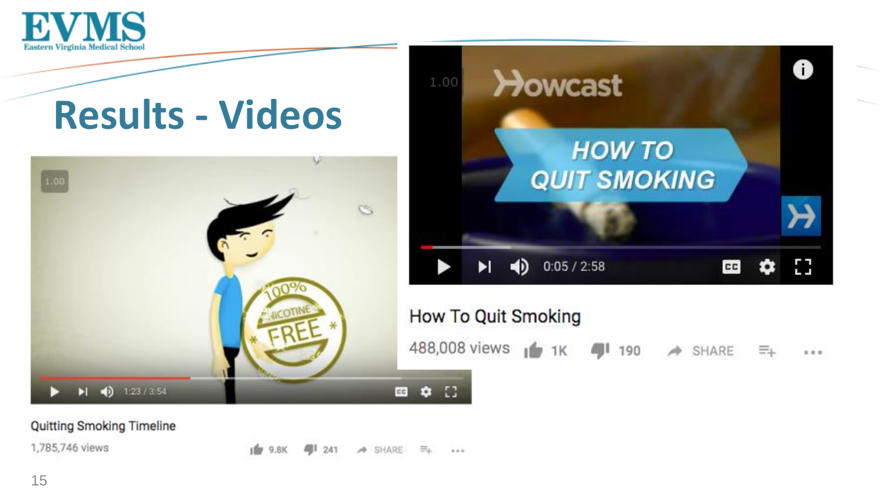# Results - Videos

How To Quit Smoking

488,008 views 1K 190 SHARE

Quitting Smoking Timeline

1,785,746 views 9.8K 241 SHARE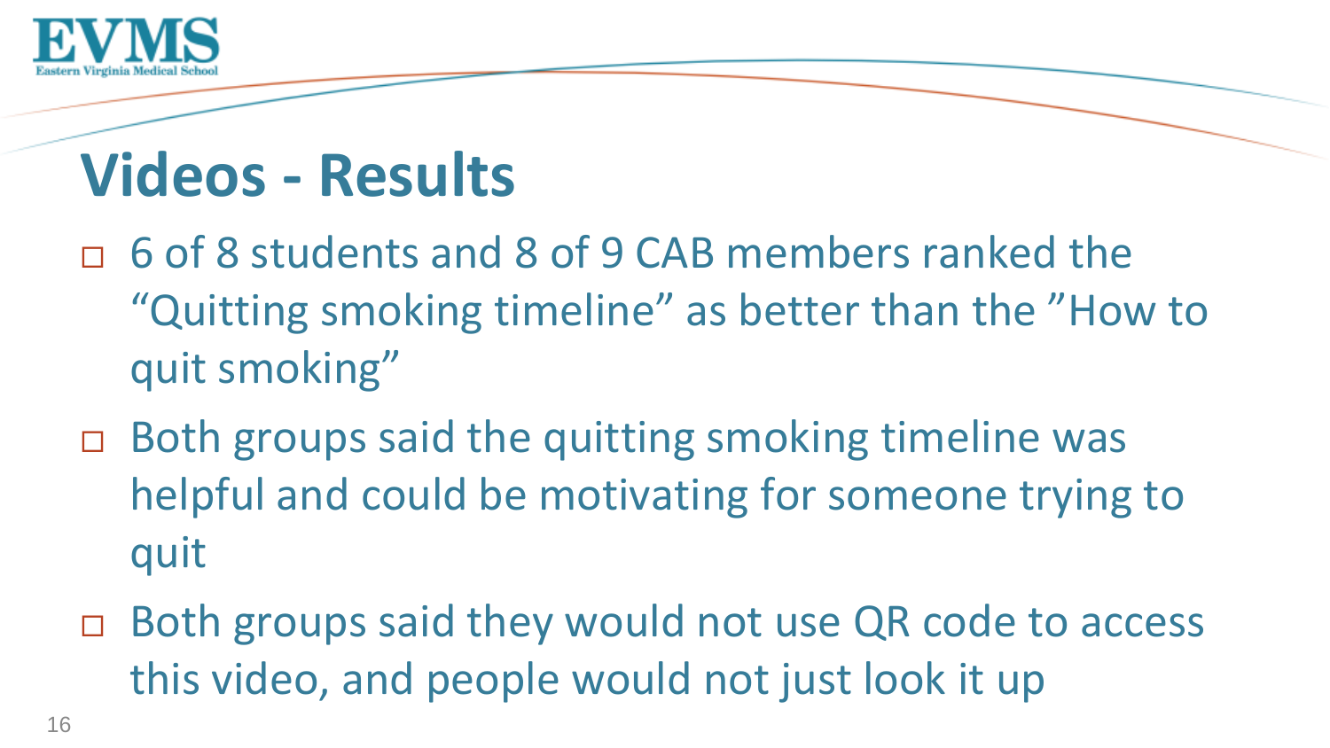# Videos - Results

- 6 of 8 students and 8 of 9 CAB members ranked the "Quitting smoking timeline" as better than the "How to quit smoking"
- Both groups said the quitting smoking timeline was helpful and could be motivating for someone trying to quit
- Both groups said they would not use QR code to access this video, and people would not just look it up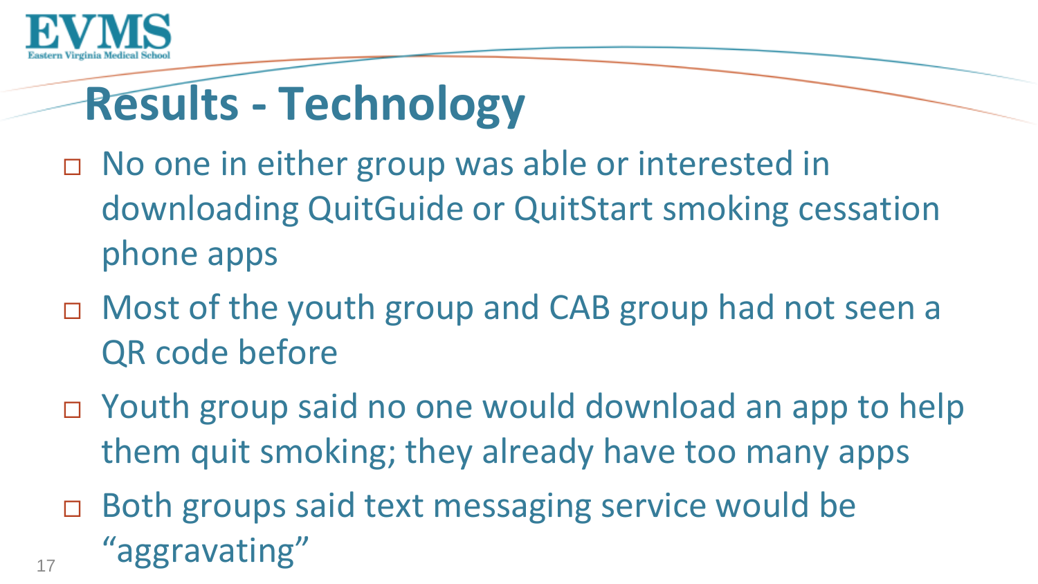# Results - Technology

- No one in either group was able or interested in downloading QuitGuide or QuitStart smoking cessation phone apps
- Most of the youth group and CAB group had not seen a QR code before
- Youth group said no one would download an app to help them quit smoking; they already have too many apps
- Both groups said text messaging service would be "aggravating"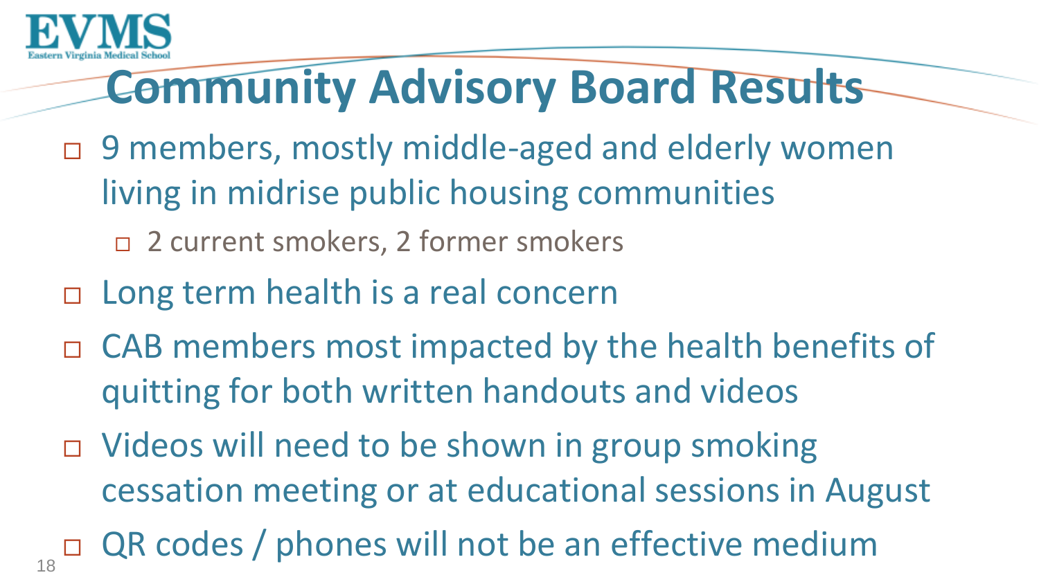# Community Advisory Board Results

- 9 members, mostly middle-aged and elderly women living in midrise public housing communities
  - 2 current smokers, 2 former smokers
- Long term health is a real concern
- CAB members most impacted by the health benefits of quitting for both written handouts and videos
- Videos will need to be shown in group smoking cessation meeting or at educational sessions in August
- QR codes / phones will not be an effective medium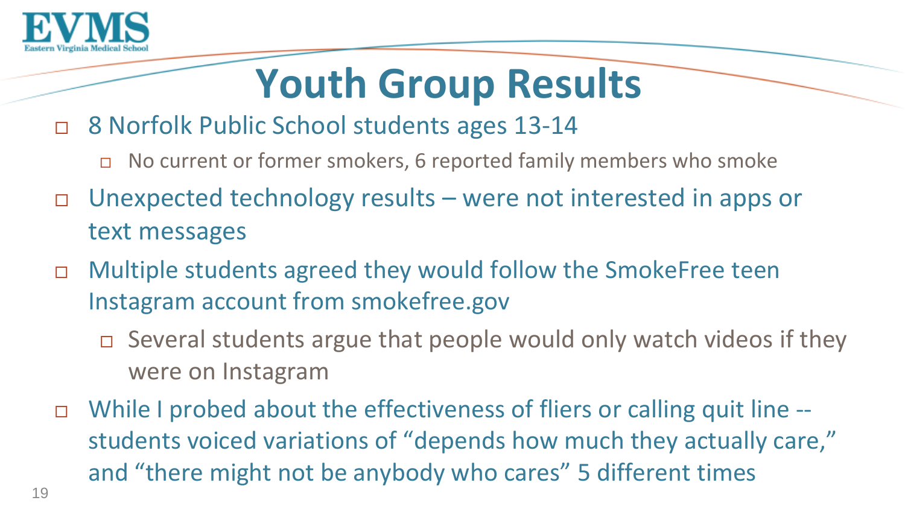# Youth Group Results

- 8 Norfolk Public School students ages 13-14
  - No current or former smokers, 6 reported family members who smoke
- Unexpected technology results – were not interested in apps or text messages
- Multiple students agreed they would follow the SmokeFree teen Instagram account from smokefree.gov
  - Several students argue that people would only watch videos if they were on Instagram
- While I probed about the effectiveness of fliers or calling quit line -- students voiced variations of "depends how much they actually care," and "there might not be anybody who cares" 5 different times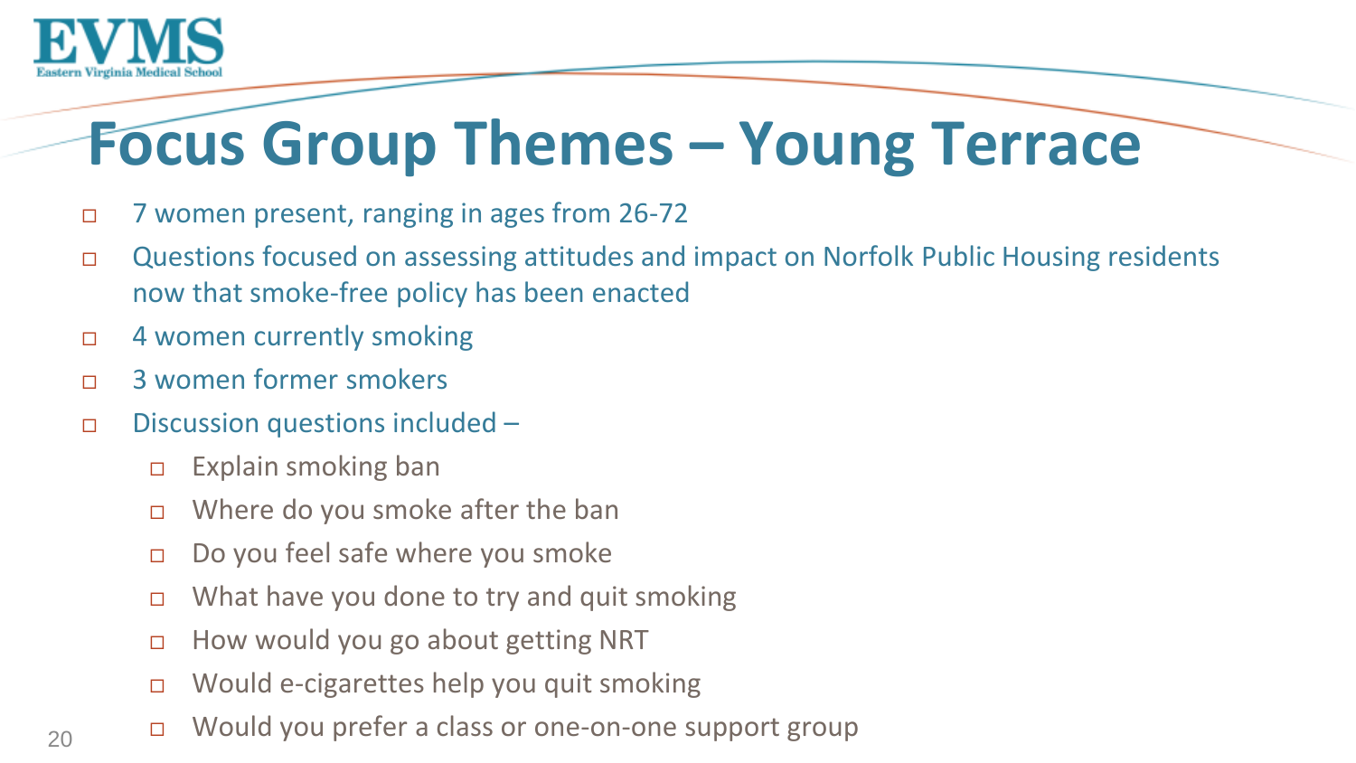# Focus Group Themes – Young Terrace

- 7 women present, ranging in ages from 26-72
- Questions focused on assessing attitudes and impact on Norfolk Public Housing residents now that smoke-free policy has been enacted
- 4 women currently smoking
- 3 women former smokers
- Discussion questions included –
  - Explain smoking ban
  - Where do you smoke after the ban
  - Do you feel safe where you smoke
  - What have you done to try and quit smoking
  - How would you go about getting NRT
  - Would e-cigarettes help you quit smoking
  - Would you prefer a class or one-on-one support group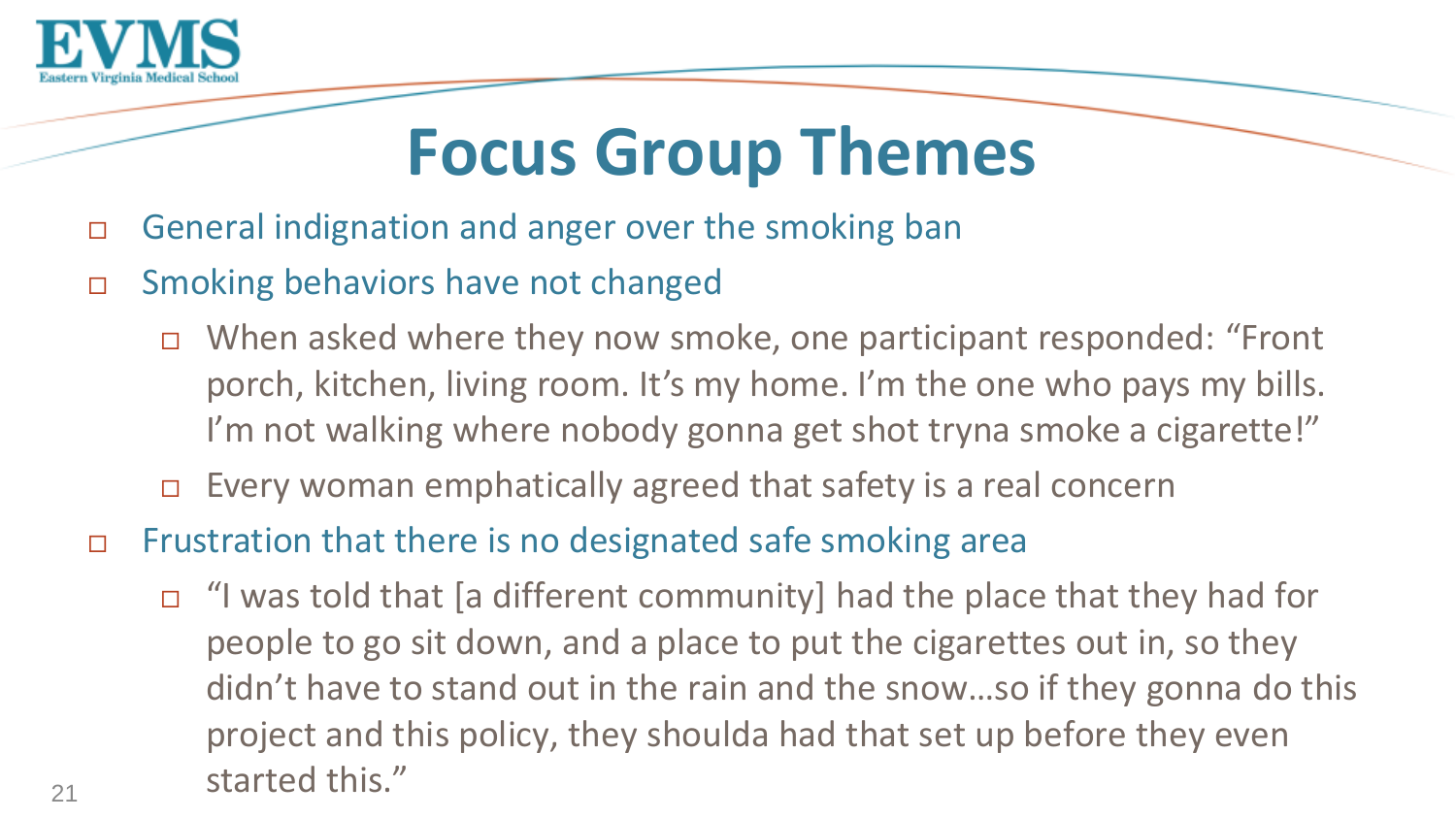# Focus Group Themes

- General indignation and anger over the smoking ban
- Smoking behaviors have not changed
  - When asked where they now smoke, one participant responded: "Front porch, kitchen, living room. It's my home. I'm the one who pays my bills. I'm not walking where nobody gonna get shot tryna smoke a cigarette!"
  - Every woman emphatically agreed that safety is a real concern
- Frustration that there is no designated safe smoking area
  - "I was told that [a different community] had the place that they had for people to go sit down, and a place to put the cigarettes out in, so they didn't have to stand out in the rain and the snow…so if they gonna do this project and this policy, they shoulda had that set up before they even started this."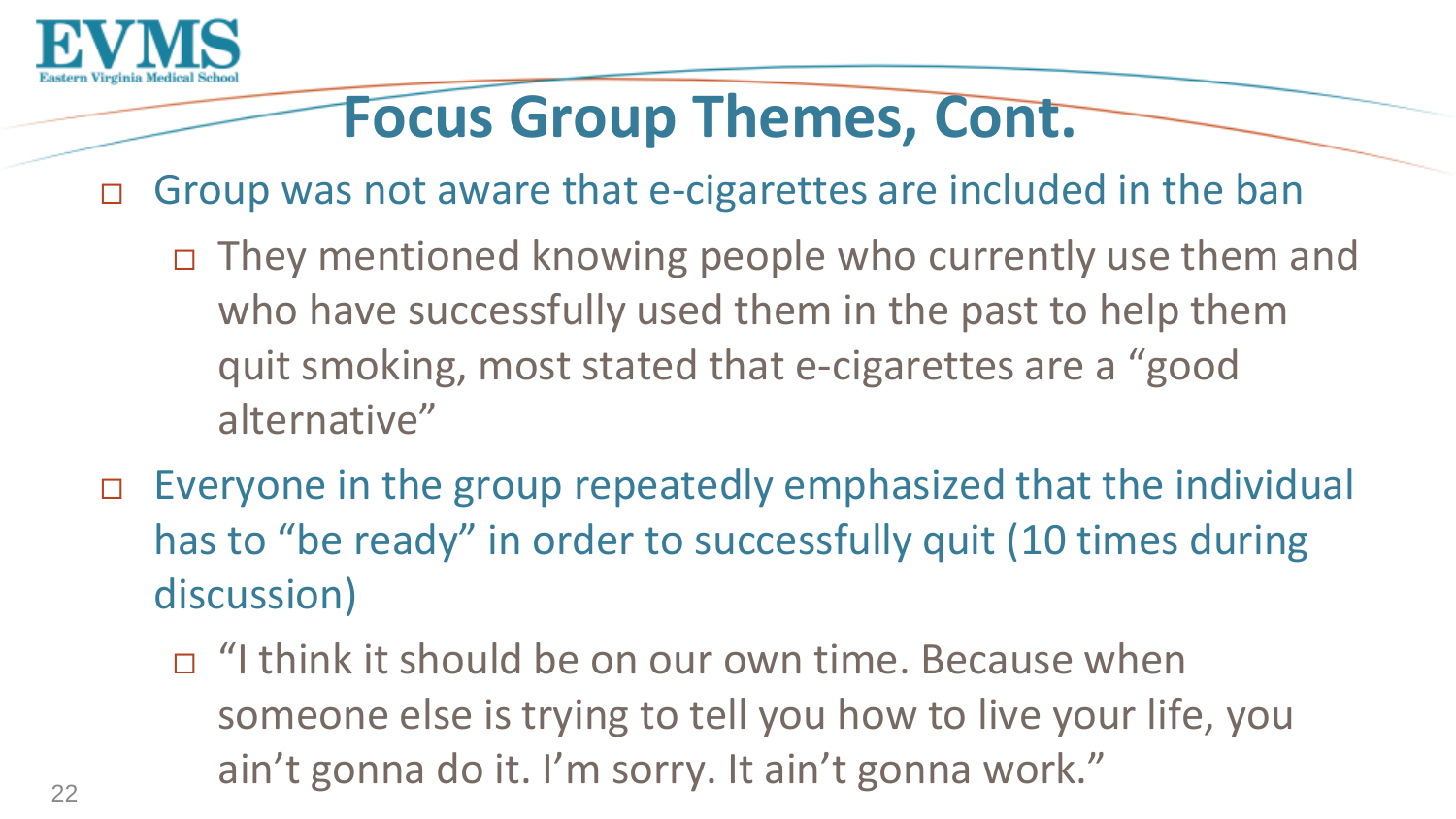# Focus Group Themes, Cont.

- Group was not aware that e-cigarettes are included in the ban
  - They mentioned knowing people who currently use them and who have successfully used them in the past to help them quit smoking, most stated that e-cigarettes are a "good alternative"
- Everyone in the group repeatedly emphasized that the individual has to "be ready" in order to successfully quit (10 times during discussion)
  - "I think it should be on our own time. Because when someone else is trying to tell you how to live your life, you ain't gonna do it. I'm sorry. It ain't gonna work."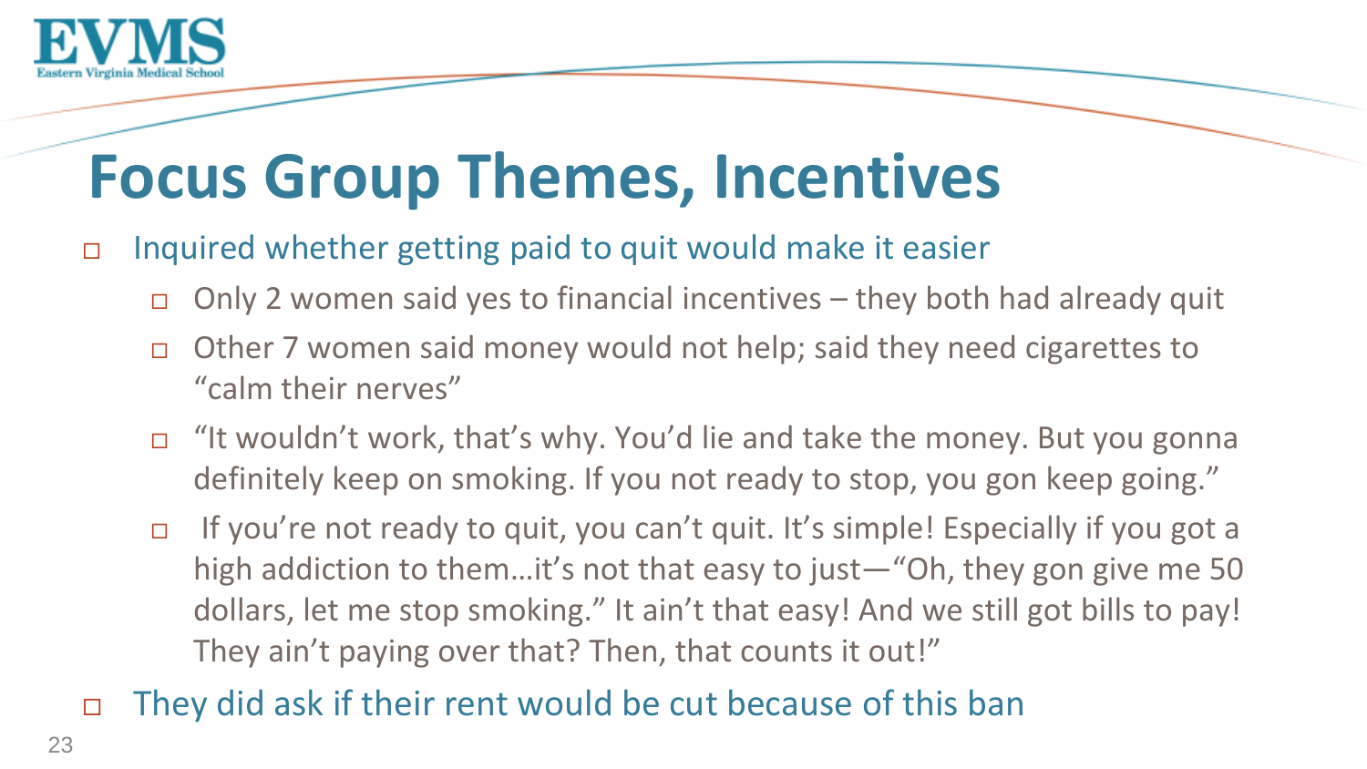# Focus Group Themes, Incentives

- Inquired whether getting paid to quit would make it easier
  - Only 2 women said yes to financial incentives – they both had already quit
  - Other 7 women said money would not help; said they need cigarettes to "calm their nerves"
  - "It wouldn't work, that's why. You'd lie and take the money. But you gonna definitely keep on smoking. If you not ready to stop, you gon keep going."
  - If you're not ready to quit, you can't quit. It's simple! Especially if you got a high addiction to them…it's not that easy to just—"Oh, they gon give me 50 dollars, let me stop smoking." It ain't that easy! And we still got bills to pay! They ain't paying over that? Then, that counts it out!"
- They did ask if their rent would be cut because of this ban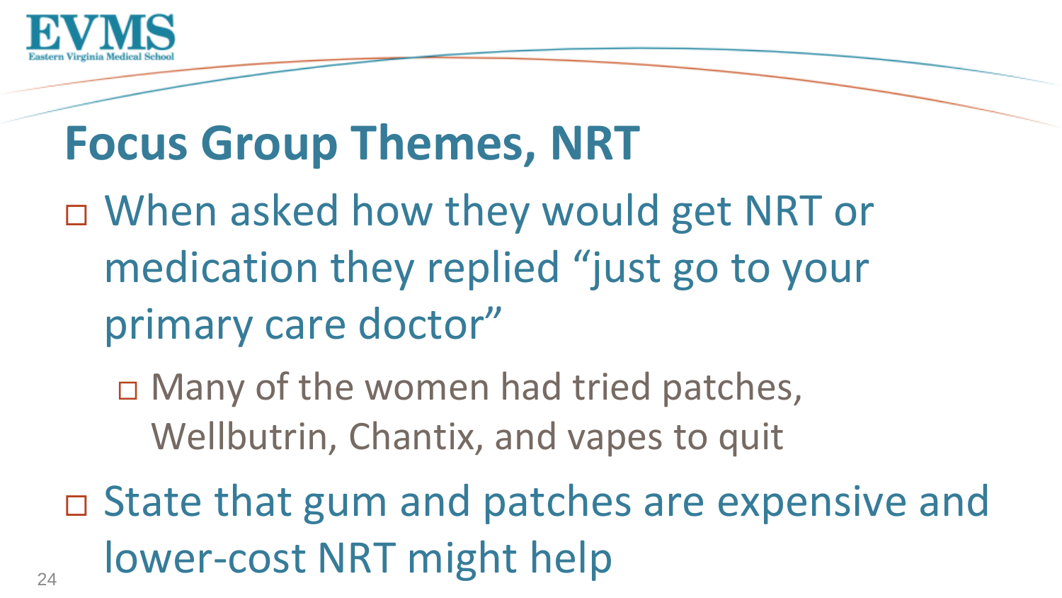# Focus Group Themes, NRT

- When asked how they would get NRT or medication they replied "just go to your primary care doctor"
  - Many of the women had tried patches, Wellbutrin, Chantix, and vapes to quit
- State that gum and patches are expensive and lower-cost NRT might help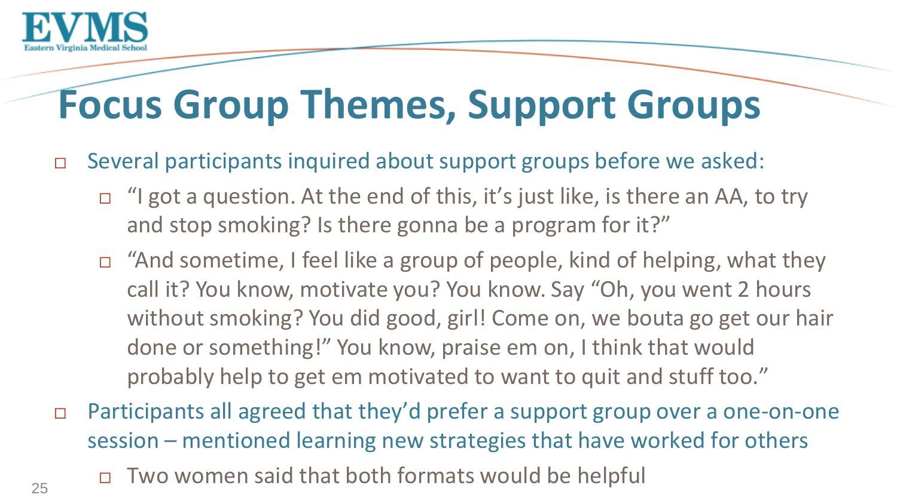# Focus Group Themes, Support Groups

- Several participants inquired about support groups before we asked:
  - "I got a question. At the end of this, it's just like, is there an AA, to try and stop smoking? Is there gonna be a program for it?"
  - "And sometime, I feel like a group of people, kind of helping, what they call it? You know, motivate you? You know. Say "Oh, you went 2 hours without smoking? You did good, girl! Come on, we bouta go get our hair done or something!" You know, praise em on, I think that would probably help to get em motivated to want to quit and stuff too."
- Participants all agreed that they'd prefer a support group over a one-on-one session – mentioned learning new strategies that have worked for others
  - Two women said that both formats would be helpful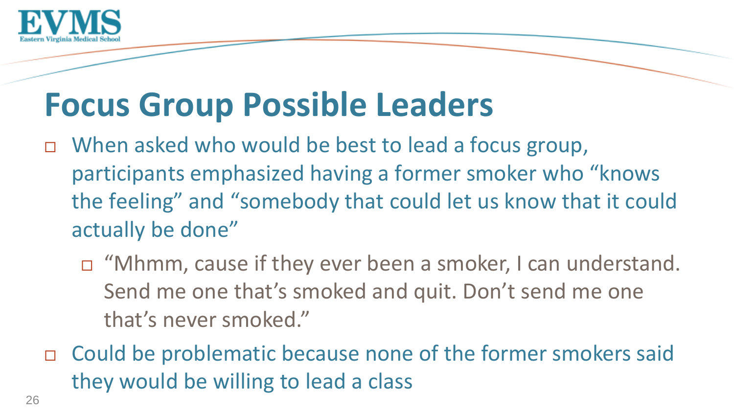# Focus Group Possible Leaders

- When asked who would be best to lead a focus group, participants emphasized having a former smoker who "knows the feeling" and "somebody that could let us know that it could actually be done"
  - "Mhmm, cause if they ever been a smoker, I can understand. Send me one that's smoked and quit. Don't send me one that's never smoked."
- Could be problematic because none of the former smokers said they would be willing to lead a class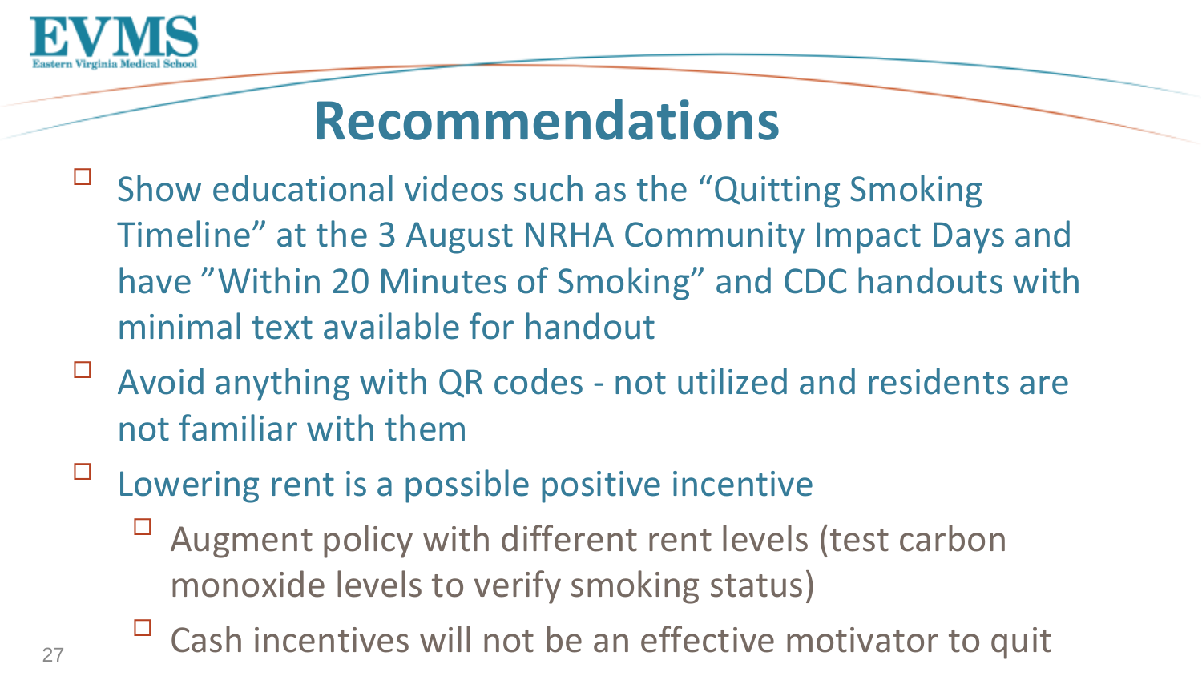# Recommendations

- Show educational videos such as the "Quitting Smoking Timeline" at the 3 August NRHA Community Impact Days and have "Within 20 Minutes of Smoking" and CDC handouts with minimal text available for handout
- Avoid anything with QR codes - not utilized and residents are not familiar with them
- Lowering rent is a possible positive incentive
  - Augment policy with different rent levels (test carbon monoxide levels to verify smoking status)
  - Cash incentives will not be an effective motivator to quit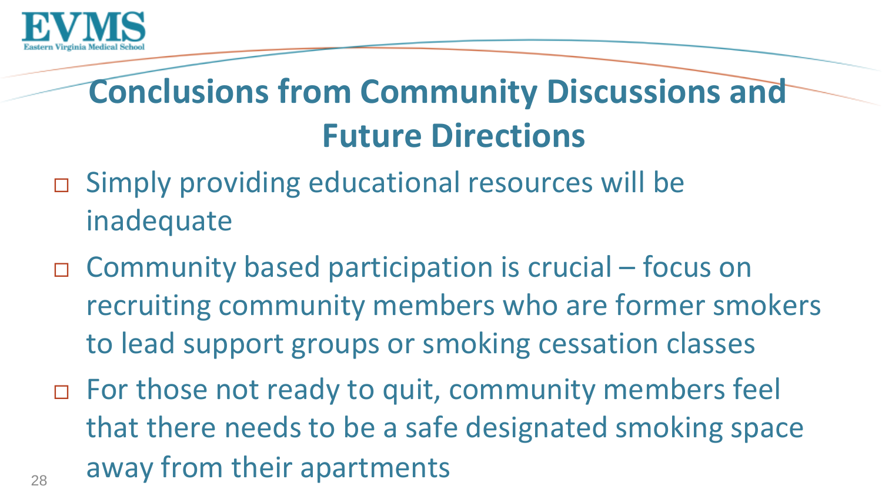# Conclusions from Community Discussions and Future Directions

- Simply providing educational resources will be inadequate
- Community based participation is crucial – focus on recruiting community members who are former smokers to lead support groups or smoking cessation classes
- For those not ready to quit, community members feel that there needs to be a safe designated smoking space away from their apartments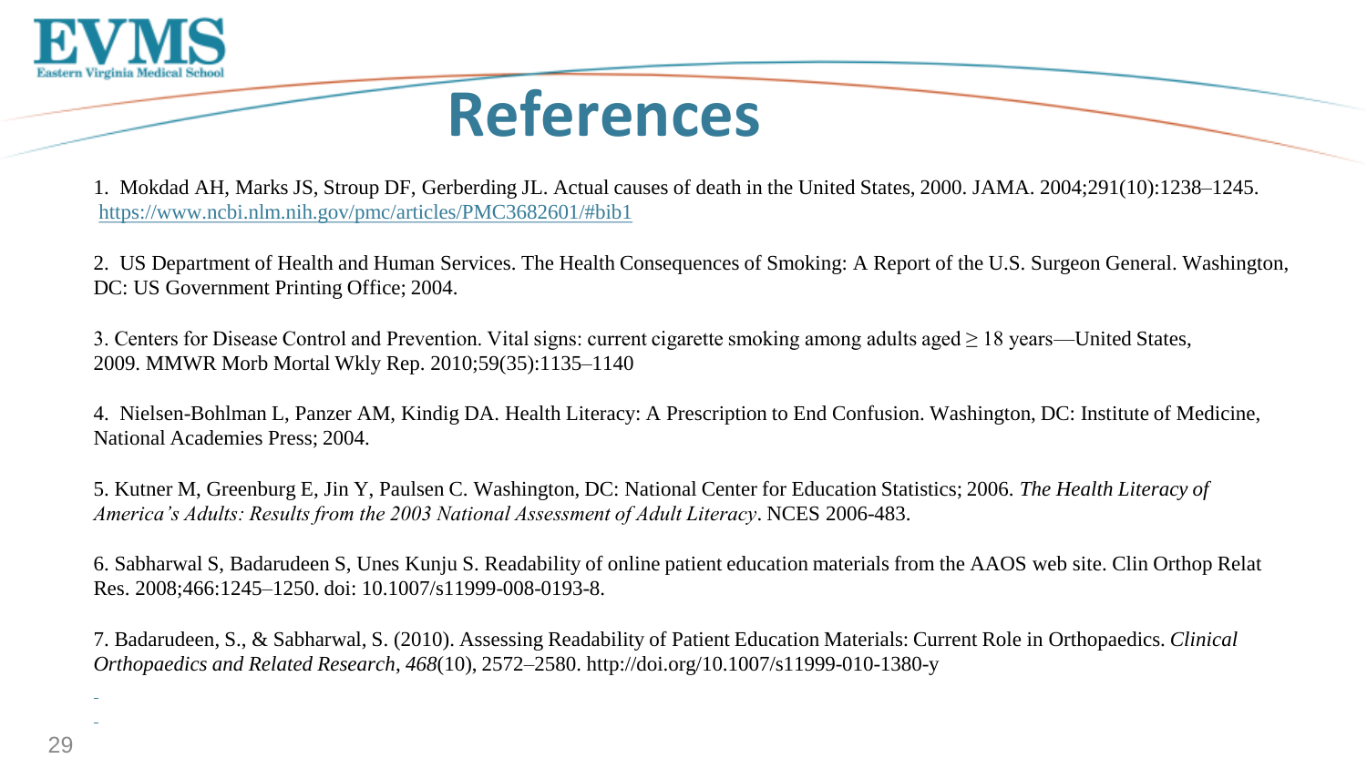# References

1. Mokdad AH, Marks JS, Stroup DF, Gerberding JL. Actual causes of death in the United States, 2000. JAMA. 2004;291(10):1238–1245. https://www.ncbi.nlm.nih.gov/pmc/articles/PMC3682601/#bib1

2. US Department of Health and Human Services. The Health Consequences of Smoking: A Report of the U.S. Surgeon General. Washington, DC: US Government Printing Office; 2004.

3. Centers for Disease Control and Prevention. Vital signs: current cigarette smoking among adults aged ≥ 18 years—United States, 2009. MMWR Morb Mortal Wkly Rep. 2010;59(35):1135–1140

4. Nielsen-Bohlman L, Panzer AM, Kindig DA. Health Literacy: A Prescription to End Confusion. Washington, DC: Institute of Medicine, National Academies Press; 2004.

5. Kutner M, Greenburg E, Jin Y, Paulsen C. Washington, DC: National Center for Education Statistics; 2006. *The Health Literacy of America's Adults: Results from the 2003 National Assessment of Adult Literacy*. NCES 2006-483.

6. Sabharwal S, Badarudeen S, Unes Kunju S. Readability of online patient education materials from the AAOS web site. Clin Orthop Relat Res. 2008;466:1245–1250. doi: 10.1007/s11999-008-0193-8.

7. Badarudeen, S., & Sabharwal, S. (2010). Assessing Readability of Patient Education Materials: Current Role in Orthopaedics. *Clinical Orthopaedics and Related Research*, *468*(10), 2572–2580. http://doi.org/10.1007/s11999-010-1380-y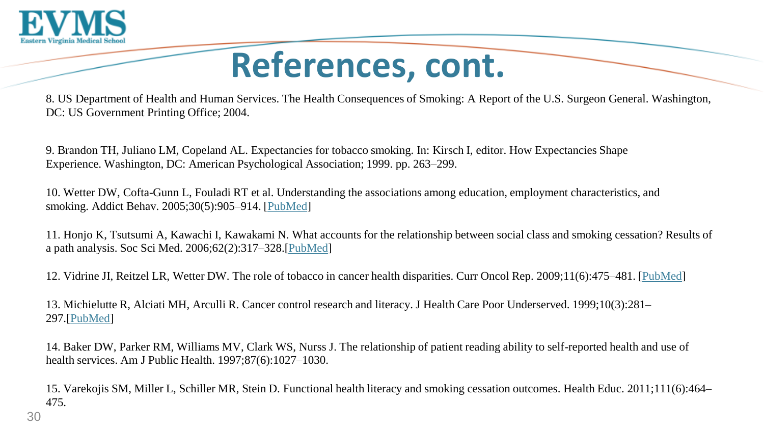# References, cont.

8. US Department of Health and Human Services. The Health Consequences of Smoking: A Report of the U.S. Surgeon General. Washington, DC: US Government Printing Office; 2004.

9. Brandon TH, Juliano LM, Copeland AL. Expectancies for tobacco smoking. In: Kirsch I, editor. How Expectancies Shape Experience. Washington, DC: American Psychological Association; 1999. pp. 263–299.

10. Wetter DW, Cofta-Gunn L, Fouladi RT et al. Understanding the associations among education, employment characteristics, and smoking. Addict Behav. 2005;30(5):905–914. [PubMed]

11. Honjo K, Tsutsumi A, Kawachi I, Kawakami N. What accounts for the relationship between social class and smoking cessation? Results of a path analysis. Soc Sci Med. 2006;62(2):317–328.[PubMed]

12. Vidrine JI, Reitzel LR, Wetter DW. The role of tobacco in cancer health disparities. Curr Oncol Rep. 2009;11(6):475–481. [PubMed]

13. Michielutte R, Alciati MH, Arculli R. Cancer control research and literacy. J Health Care Poor Underserved. 1999;10(3):281–297.[PubMed]

14. Baker DW, Parker RM, Williams MV, Clark WS, Nurss J. The relationship of patient reading ability to self-reported health and use of health services. Am J Public Health. 1997;87(6):1027–1030.

15. Varekojis SM, Miller L, Schiller MR, Stein D. Functional health literacy and smoking cessation outcomes. Health Educ. 2011;111(6):464–475.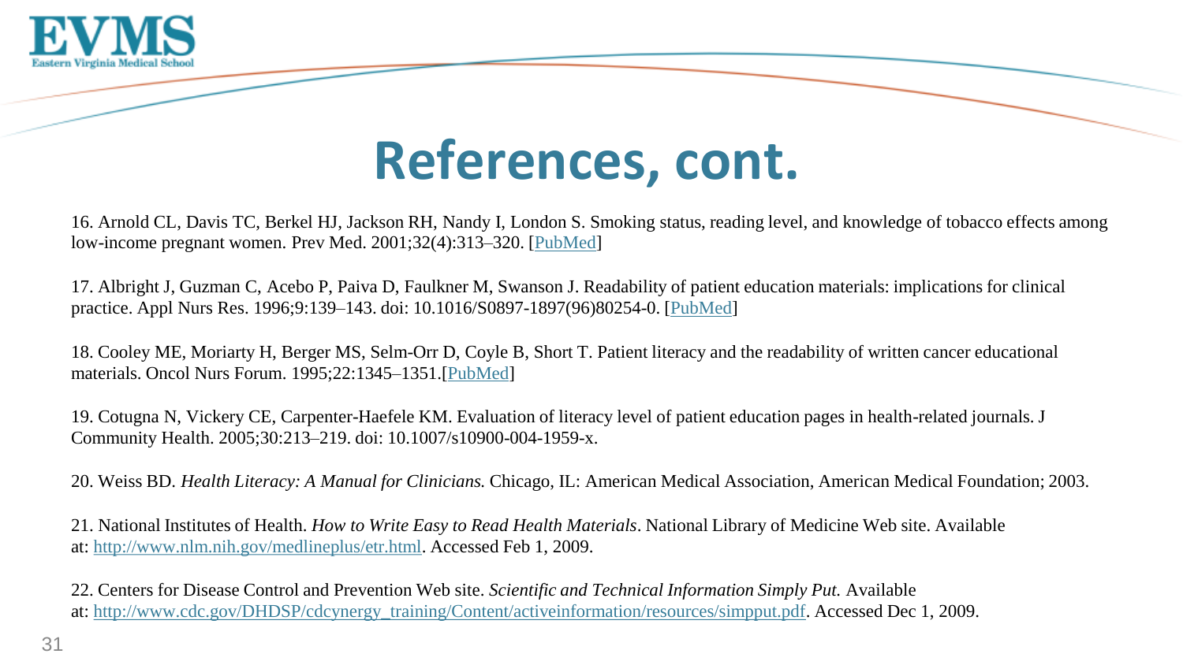# References, cont.

16. Arnold CL, Davis TC, Berkel HJ, Jackson RH, Nandy I, London S. Smoking status, reading level, and knowledge of tobacco effects among low-income pregnant women. Prev Med. 2001;32(4):313–320. [PubMed]

17. Albright J, Guzman C, Acebo P, Paiva D, Faulkner M, Swanson J. Readability of patient education materials: implications for clinical practice. Appl Nurs Res. 1996;9:139–143. doi: 10.1016/S0897-1897(96)80254-0. [PubMed]

18. Cooley ME, Moriarty H, Berger MS, Selm-Orr D, Coyle B, Short T. Patient literacy and the readability of written cancer educational materials. Oncol Nurs Forum. 1995;22:1345–1351.[PubMed]

19. Cotugna N, Vickery CE, Carpenter-Haefele KM. Evaluation of literacy level of patient education pages in health-related journals. J Community Health. 2005;30:213–219. doi: 10.1007/s10900-004-1959-x.

20. Weiss BD. *Health Literacy: A Manual for Clinicians.* Chicago, IL: American Medical Association, American Medical Foundation; 2003.

21. National Institutes of Health. *How to Write Easy to Read Health Materials*. National Library of Medicine Web site. Available at: http://www.nlm.nih.gov/medlineplus/etr.html. Accessed Feb 1, 2009.

22. Centers for Disease Control and Prevention Web site. *Scientific and Technical Information Simply Put.* Available at: http://www.cdc.gov/DHDSP/cdcynergy_training/Content/activeinformation/resources/simpput.pdf. Accessed Dec 1, 2009.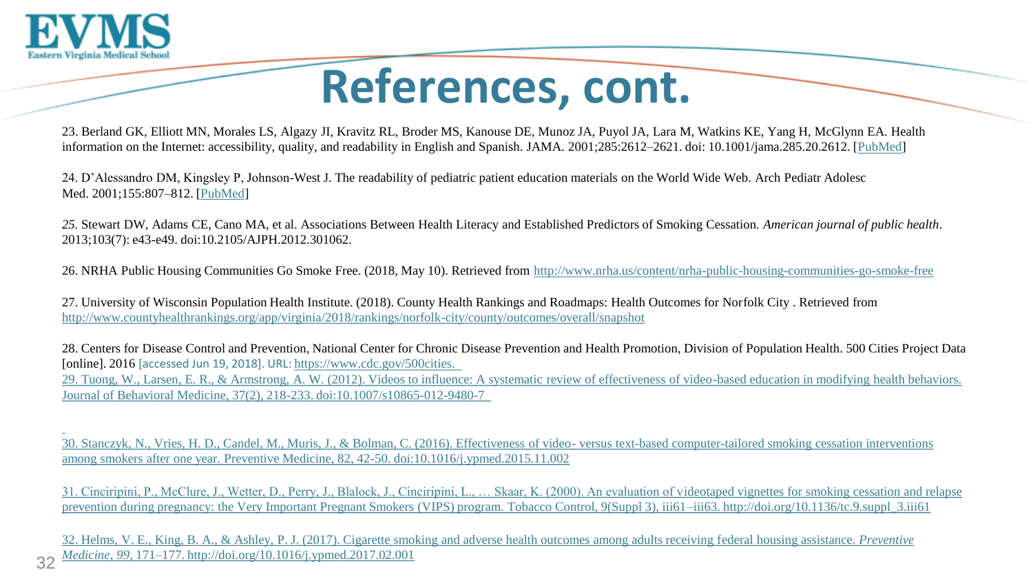# References, cont.

23. Berland GK, Elliott MN, Morales LS, Algazy JI, Kravitz RL, Broder MS, Kanouse DE, Munoz JA, Puyol JA, Lara M, Watkins KE, Yang H, McGlynn EA. Health information on the Internet: accessibility, quality, and readability in English and Spanish. JAMA. 2001;285:2612–2621. doi: 10.1001/jama.285.20.2612. [PubMed]

24. D'Alessandro DM, Kingsley P, Johnson-West J. The readability of pediatric patient education materials on the World Wide Web. Arch Pediatr Adolesc Med. 2001;155:807–812. [PubMed]

*25.* Stewart DW, Adams CE, Cano MA, et al. Associations Between Health Literacy and Established Predictors of Smoking Cessation. *American journal of public health*. 2013;103(7): e43-e49. doi:10.2105/AJPH.2012.301062.

26. NRHA Public Housing Communities Go Smoke Free. (2018, May 10). Retrieved from http://www.nrha.us/content/nrha-public-housing-communities-go-smoke-free

27. University of Wisconsin Population Health Institute. (2018). County Health Rankings and Roadmaps: Health Outcomes for Norfolk City . Retrieved from http://www.countyhealthrankings.org/app/virginia/2018/rankings/norfolk-city/county/outcomes/overall/snapshot

28. Centers for Disease Control and Prevention, National Center for Chronic Disease Prevention and Health Promotion, Division of Population Health. 500 Cities Project Data [online]. 2016 [accessed Jun 19, 2018]. URL: https://www.cdc.gov/500cities.

29. Tuong, W., Larsen, E. R., & Armstrong, A. W. (2012). Videos to influence: A systematic review of effectiveness of video-based education in modifying health behaviors. Journal of Behavioral Medicine, 37(2), 218-233. doi:10.1007/s10865-012-9480-7

30. Stanczyk, N., Vries, H. D., Candel, M., Muris, J., & Bolman, C. (2016). Effectiveness of video- versus text-based computer-tailored smoking cessation interventions among smokers after one year. Preventive Medicine, 82, 42-50. doi:10.1016/j.ypmed.2015.11.002

31. Cinciripini, P., McClure, J., Wetter, D., Perry, J., Blalock, J., Cinciripini, L., … Skaar, K. (2000). An evaluation of videotaped vignettes for smoking cessation and relapse prevention during pregnancy: the Very Important Pregnant Smokers (VIPS) program. Tobacco Control, 9(Suppl 3), iii61–iii63. http://doi.org/10.1136/tc.9.suppl_3.iii61

32. Helms, V. E., King, B. A., & Ashley, P. J. (2017). Cigarette smoking and adverse health outcomes among adults receiving federal housing assistance. *Preventive Medicine*, *99*, 171–177. http://doi.org/10.1016/j.ypmed.2017.02.001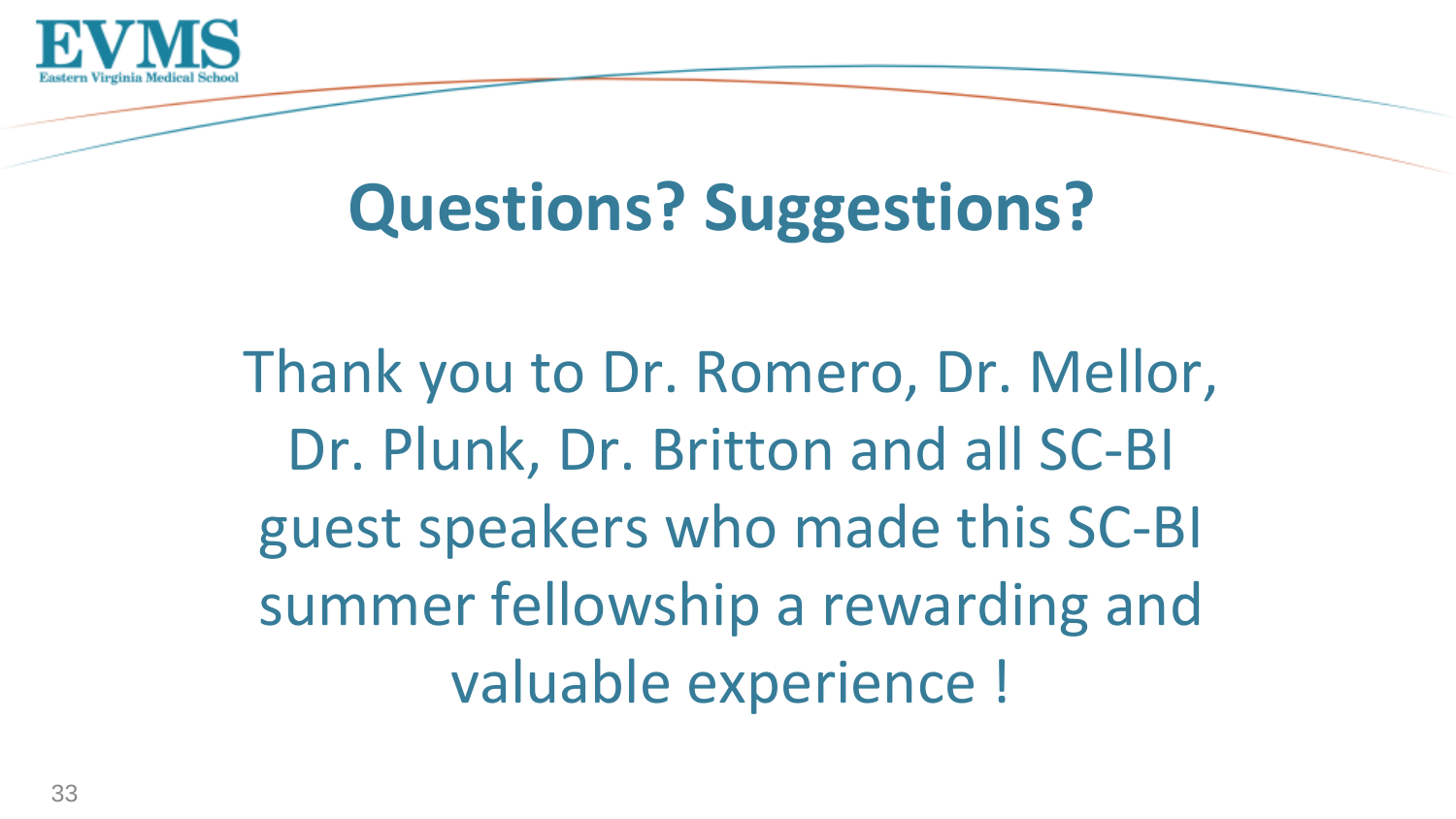# Questions? Suggestions?

Thank you to Dr. Romero, Dr. Mellor, Dr. Plunk, Dr. Britton and all SC-BI guest speakers who made this SC-BI summer fellowship a rewarding and valuable experience !